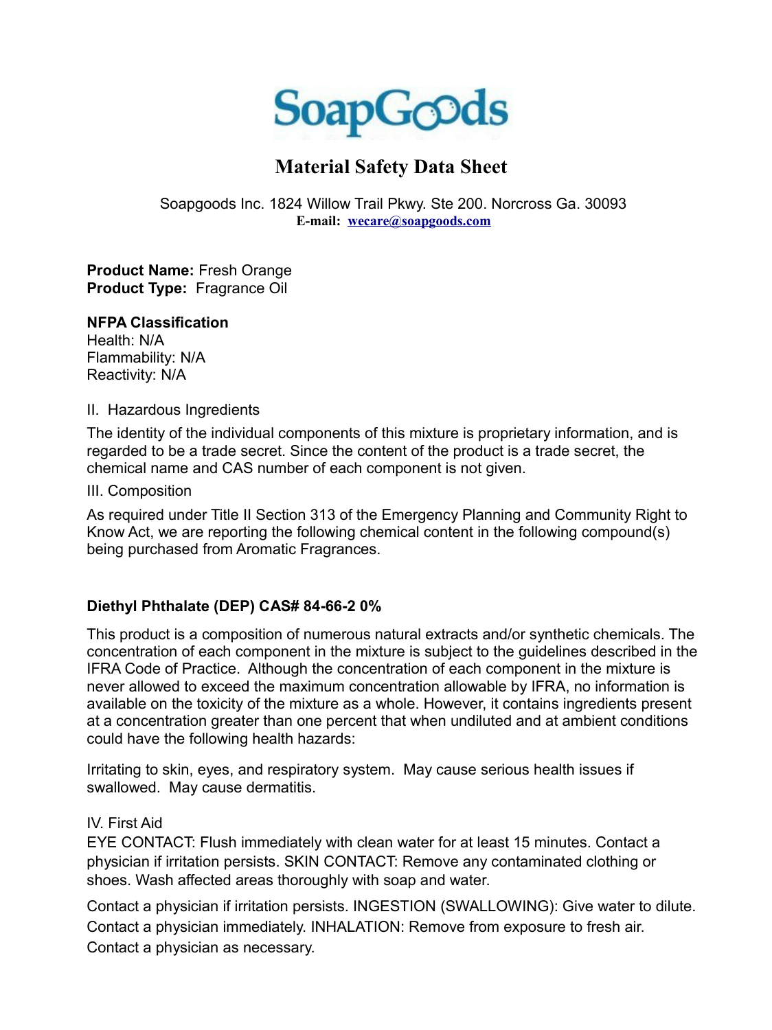# SoapGoods

## Material Safety Data Sheet

Soapgoods Inc. 1824 Willow Trail Pkwy. Ste 200. Norcross Ga. 30093
**E-mail: wecare@soapgoods.com**

**Product Name:** Fresh Orange
**Product Type:** Fragrance Oil

**NFPA Classification**
Health: N/A
Flammability: N/A
Reactivity: N/A

II. Hazardous Ingredients

The identity of the individual components of this mixture is proprietary information, and is regarded to be a trade secret. Since the content of the product is a trade secret, the chemical name and CAS number of each component is not given.

III. Composition

As required under Title II Section 313 of the Emergency Planning and Community Right to Know Act, we are reporting the following chemical content in the following compound(s) being purchased from Aromatic Fragrances.

**Diethyl Phthalate (DEP) CAS# 84-66-2 0%**

This product is a composition of numerous natural extracts and/or synthetic chemicals. The concentration of each component in the mixture is subject to the guidelines described in the IFRA Code of Practice. Although the concentration of each component in the mixture is never allowed to exceed the maximum concentration allowable by IFRA, no information is available on the toxicity of the mixture as a whole. However, it contains ingredients present at a concentration greater than one percent that when undiluted and at ambient conditions could have the following health hazards:

Irritating to skin, eyes, and respiratory system. May cause serious health issues if swallowed. May cause dermatitis.

IV. First Aid

EYE CONTACT: Flush immediately with clean water for at least 15 minutes. Contact a physician if irritation persists. SKIN CONTACT: Remove any contaminated clothing or shoes. Wash affected areas thoroughly with soap and water.

Contact a physician if irritation persists. INGESTION (SWALLOWING): Give water to dilute. Contact a physician immediately. INHALATION: Remove from exposure to fresh air. Contact a physician as necessary.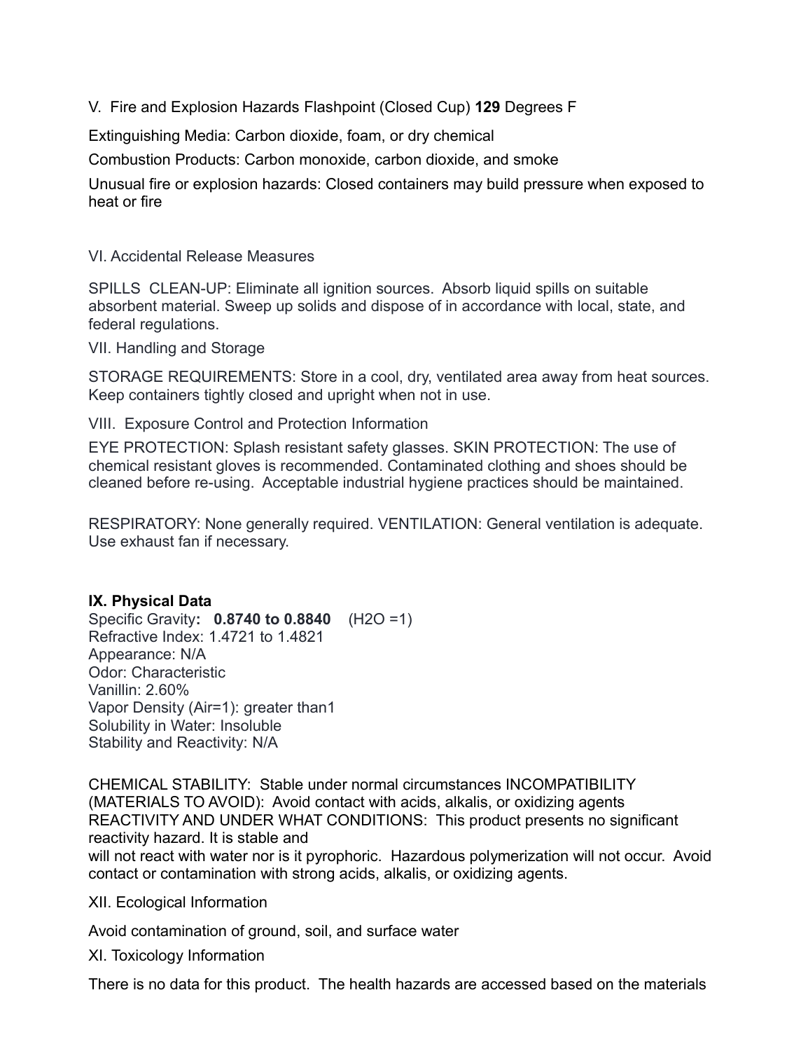V. Fire and Explosion Hazards Flashpoint (Closed Cup) **129** Degrees F

Extinguishing Media: Carbon dioxide, foam, or dry chemical

Combustion Products: Carbon monoxide, carbon dioxide, and smoke

Unusual fire or explosion hazards: Closed containers may build pressure when exposed to heat or fire

VI. Accidental Release Measures

SPILLS CLEAN-UP: Eliminate all ignition sources. Absorb liquid spills on suitable absorbent material. Sweep up solids and dispose of in accordance with local, state, and federal regulations.

VII. Handling and Storage

STORAGE REQUIREMENTS: Store in a cool, dry, ventilated area away from heat sources. Keep containers tightly closed and upright when not in use.

VIII. Exposure Control and Protection Information

EYE PROTECTION: Splash resistant safety glasses. SKIN PROTECTION: The use of chemical resistant gloves is recommended. Contaminated clothing and shoes should be cleaned before re-using. Acceptable industrial hygiene practices should be maintained.

RESPIRATORY: None generally required. VENTILATION: General ventilation is adequate. Use exhaust fan if necessary.

**IX. Physical Data**

Specific Gravity**: 0.8740 to 0.8840** ($H_2O$ =1)
Refractive Index: 1.4721 to 1.4821
Appearance: N/A
Odor: Characteristic
Vanillin: 2.60%
Vapor Density (Air=1): greater than1
Solubility in Water: Insoluble
Stability and Reactivity: N/A

CHEMICAL STABILITY: Stable under normal circumstances INCOMPATIBILITY (MATERIALS TO AVOID): Avoid contact with acids, alkalis, or oxidizing agents REACTIVITY AND UNDER WHAT CONDITIONS: This product presents no significant reactivity hazard. It is stable and
will not react with water nor is it pyrophoric. Hazardous polymerization will not occur. Avoid contact or contamination with strong acids, alkalis, or oxidizing agents.

XII. Ecological Information

Avoid contamination of ground, soil, and surface water

XI. Toxicology Information

There is no data for this product. The health hazards are accessed based on the materials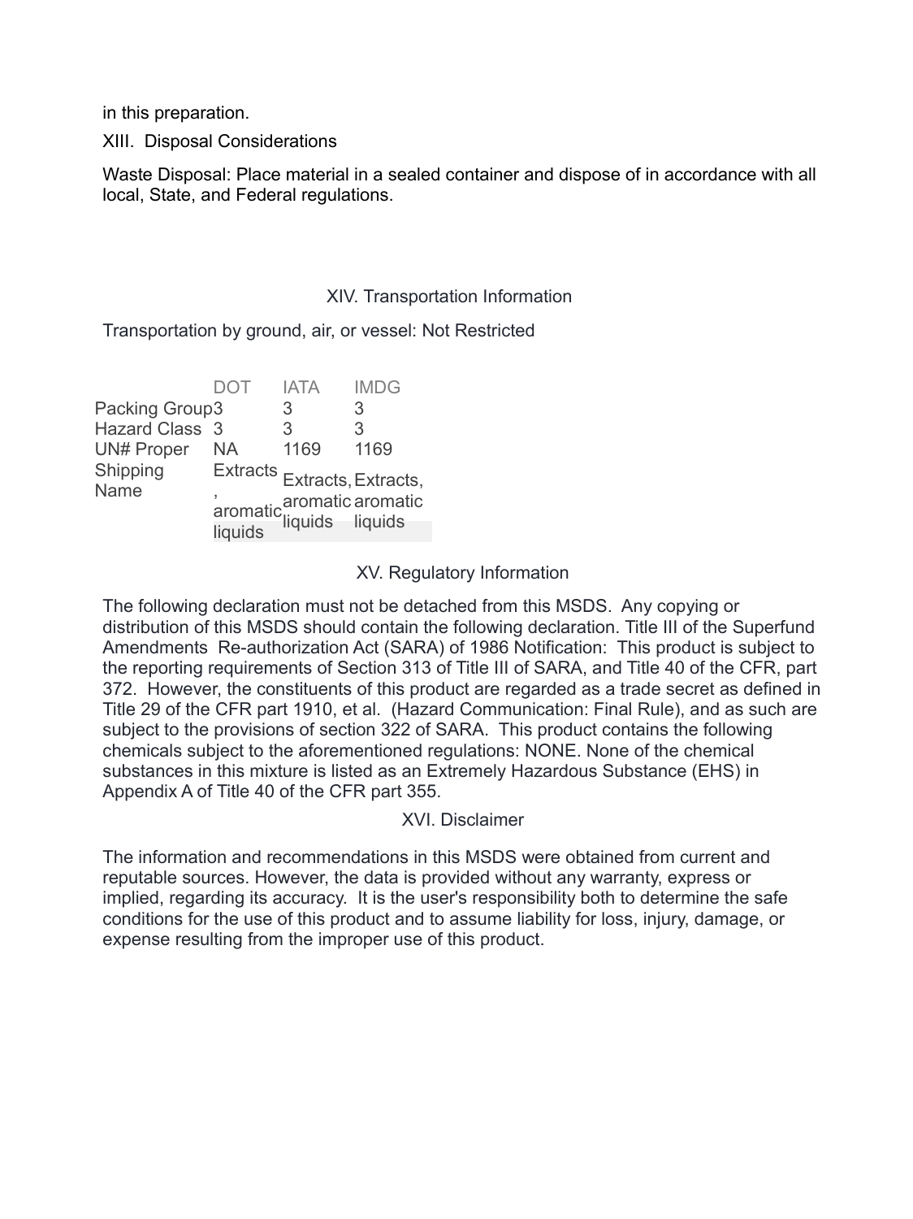in this preparation.

## XIII. Disposal Considerations

Waste Disposal: Place material in a sealed container and dispose of in accordance with all local, State, and Federal regulations.

## XIV. Transportation Information

Transportation by ground, air, or vessel: Not Restricted

| | DOT | IATA | IMDG |
|---|---|---|---|
| Packing Group | 3 | 3 | 3 |
| Hazard Class | 3 | 3 | 3 |
| UN# Proper | NA | 1169 | 1169 |
| Shipping Name | Extracts, aromatic liquids | Extracts, aromatic liquids | Extracts, aromatic liquids |

## XV. Regulatory Information

The following declaration must not be detached from this MSDS. Any copying or distribution of this MSDS should contain the following declaration. Title III of the Superfund Amendments Re-authorization Act (SARA) of 1986 Notification: This product is subject to the reporting requirements of Section 313 of Title III of SARA, and Title 40 of the CFR, part 372. However, the constituents of this product are regarded as a trade secret as defined in Title 29 of the CFR part 1910, et al. (Hazard Communication: Final Rule), and as such are subject to the provisions of section 322 of SARA. This product contains the following chemicals subject to the aforementioned regulations: NONE. None of the chemical substances in this mixture is listed as an Extremely Hazardous Substance (EHS) in Appendix A of Title 40 of the CFR part 355.

## XVI. Disclaimer

The information and recommendations in this MSDS were obtained from current and reputable sources. However, the data is provided without any warranty, express or implied, regarding its accuracy. It is the user's responsibility both to determine the safe conditions for the use of this product and to assume liability for loss, injury, damage, or expense resulting from the improper use of this product.